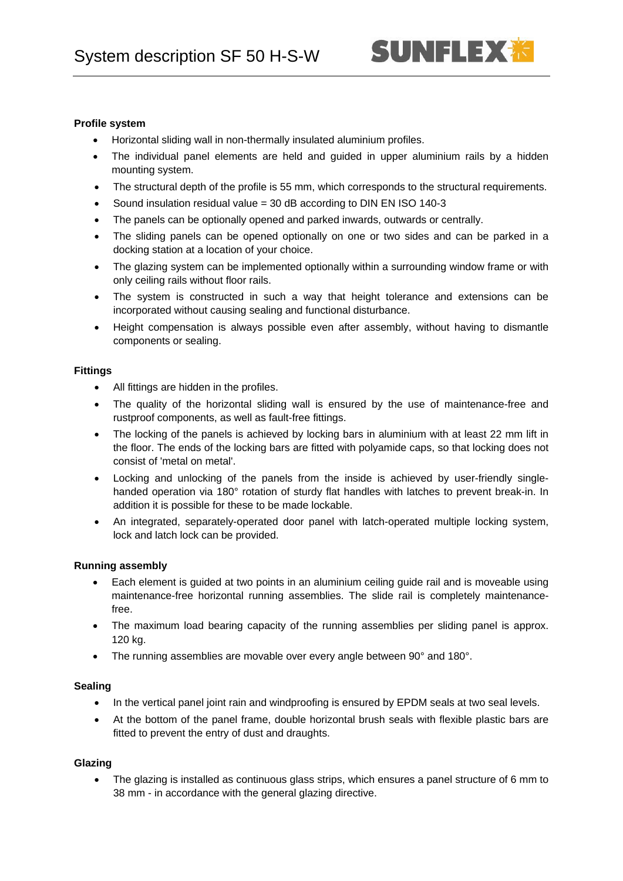# System description SF 50 H-S-W

**Profile system**

- Horizontal sliding wall in non-thermally insulated aluminium profiles.
- The individual panel elements are held and guided in upper aluminium rails by a hidden mounting system.
- The structural depth of the profile is 55 mm, which corresponds to the structural requirements.
- Sound insulation residual value = 30 dB according to DIN EN ISO 140-3
- The panels can be optionally opened and parked inwards, outwards or centrally.
- The sliding panels can be opened optionally on one or two sides and can be parked in a docking station at a location of your choice.
- The glazing system can be implemented optionally within a surrounding window frame or with only ceiling rails without floor rails.
- The system is constructed in such a way that height tolerance and extensions can be incorporated without causing sealing and functional disturbance.
- Height compensation is always possible even after assembly, without having to dismantle components or sealing.

**Fittings**

- All fittings are hidden in the profiles.
- The quality of the horizontal sliding wall is ensured by the use of maintenance-free and rustproof components, as well as fault-free fittings.
- The locking of the panels is achieved by locking bars in aluminium with at least 22 mm lift in the floor. The ends of the locking bars are fitted with polyamide caps, so that locking does not consist of 'metal on metal'.
- Locking and unlocking of the panels from the inside is achieved by user-friendly single-handed operation via 180° rotation of sturdy flat handles with latches to prevent break-in. In addition it is possible for these to be made lockable.
- An integrated, separately-operated door panel with latch-operated multiple locking system, lock and latch lock can be provided.

**Running assembly**

- Each element is guided at two points in an aluminium ceiling guide rail and is moveable using maintenance-free horizontal running assemblies. The slide rail is completely maintenance-free.
- The maximum load bearing capacity of the running assemblies per sliding panel is approx. 120 kg.
- The running assemblies are movable over every angle between 90° and 180°.

**Sealing**

- In the vertical panel joint rain and windproofing is ensured by EPDM seals at two seal levels.
- At the bottom of the panel frame, double horizontal brush seals with flexible plastic bars are fitted to prevent the entry of dust and draughts.

**Glazing**

- The glazing is installed as continuous glass strips, which ensures a panel structure of 6 mm to 38 mm - in accordance with the general glazing directive.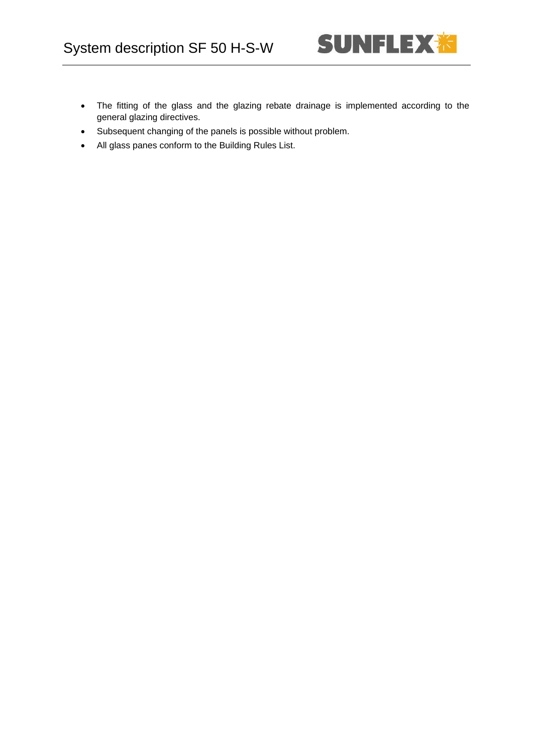- The fitting of the glass and the glazing rebate drainage is implemented according to the general glazing directives.
- Subsequent changing of the panels is possible without problem.
- All glass panes conform to the Building Rules List.